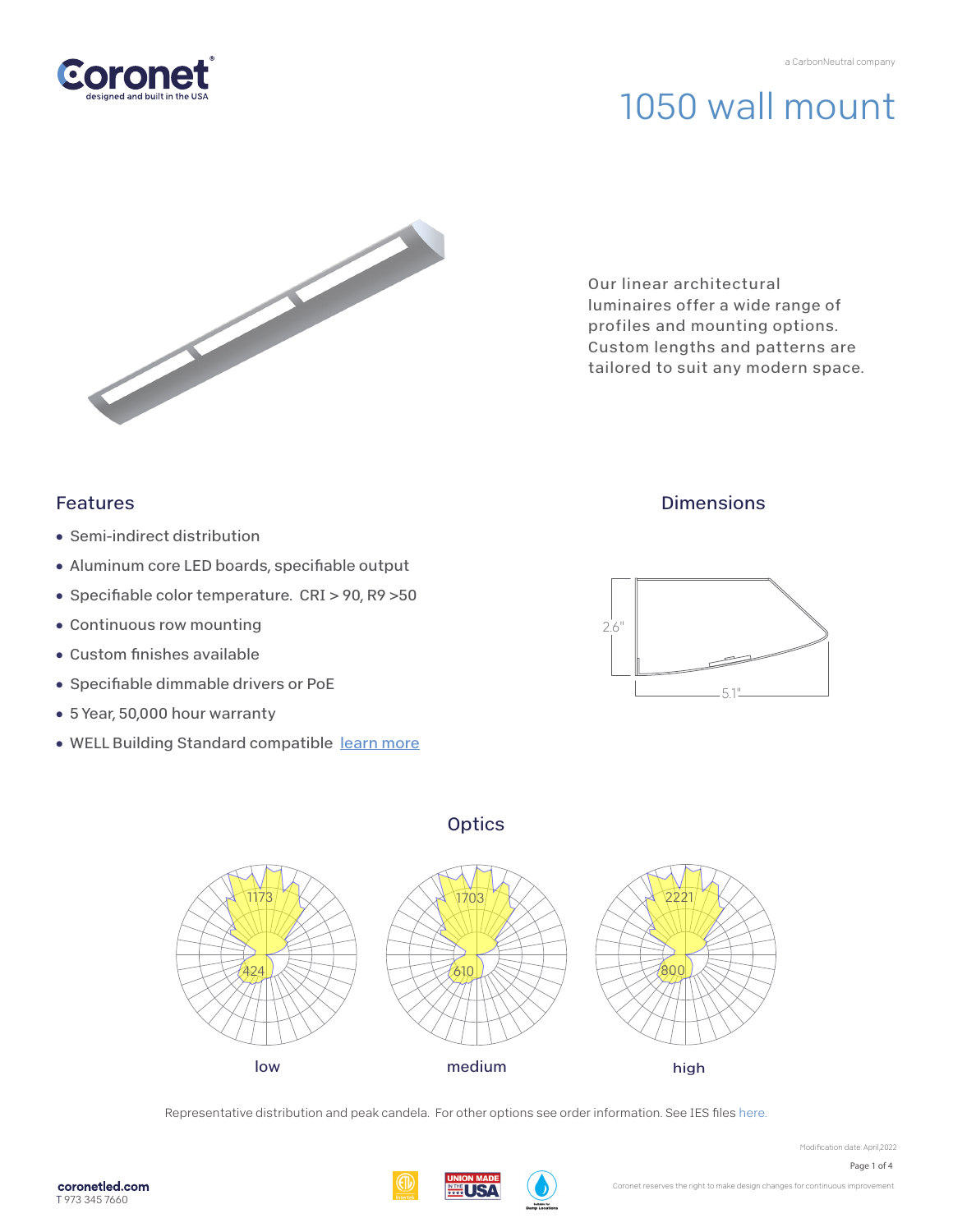Coronet
designed and built in the USA

a CarbonNeutral company

# 1050 wall mount

Our linear architectural luminaires offer a wide range of profiles and mounting options. Custom lengths and patterns are tailored to suit any modern space.

## Features

- Semi-indirect distribution
- Aluminum core LED boards, specifiable output
- Specifiable color temperature. CRI > 90, R9 >50
- Continuous row mounting
- Custom finishes available
- Specifiable dimmable drivers or PoE
- 5 Year, 50,000 hour warranty
- WELL Building Standard compatible learn more

## Dimensions

2.6"

5.1"

## Optics

| low | medium | high |
|---|---|---|
| 1173 | 1703 | 2221 |
| 424 | 610 | 800 |

Representative distribution and peak candela. For other options see order information. See IES files here.

Modification date: April,2022

coronetled.com
T 973 345 7660

Coronet reserves the right to make design changes for continuous improvement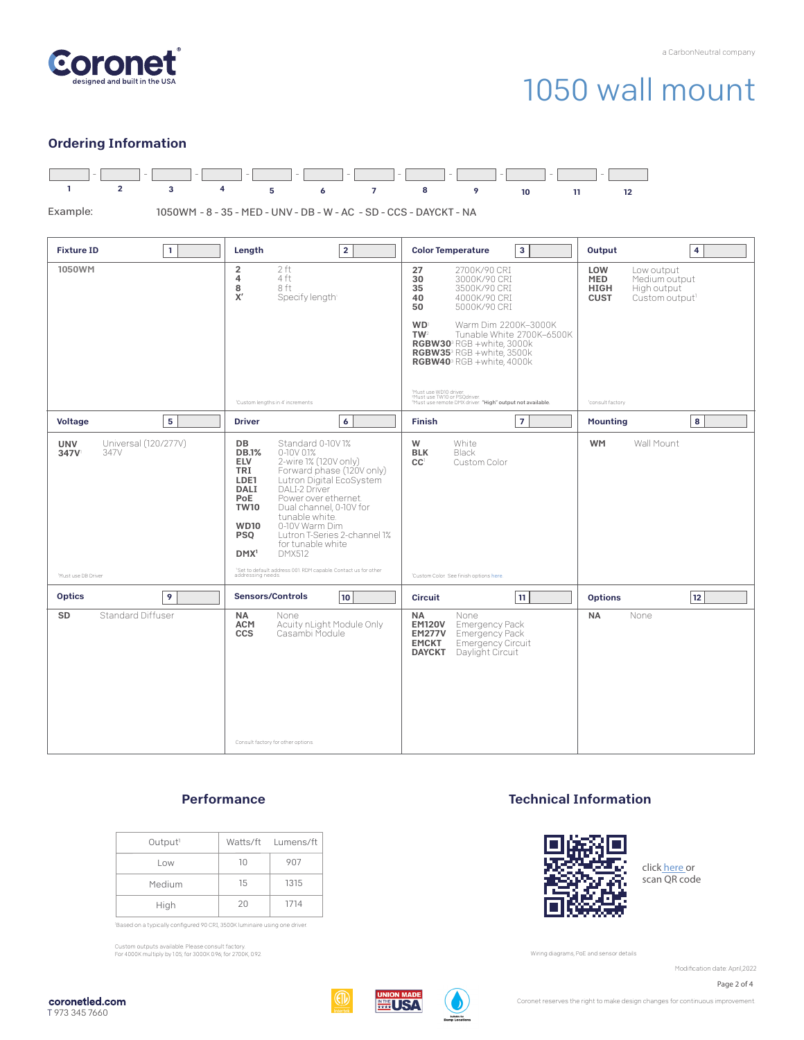# 1050 wall mount

## Ordering Information

| 1 | 2 | 3 | 4 | 5 | 6 | 7 | 8 | 9 | 10 | 11 | 12 |
|---|---|---|---|---|---|---|---|---|---|---|---|
| | | | | | | | | | | | |

Example: 1050WM - 8 - 35 - MED - UNV - DB - W - AC - SD - CCS - DAYCKT - NA

### Fixture ID (1)

**1050WM**

### Length (2)

| Code | Description |
|---|---|
| **2** | 2 ft |
| **4** | 4 ft |
| **8** | 8 ft |
| **X'** | Specify length[1] |

[1]Custom lengths in 4' increments

### Color Temperature (3)

| Code | Description |
|---|---|
| **27** | 2700K/90 CRI |
| **30** | 3000K/90 CRI |
| **35** | 3500K/90 CRI |
| **40** | 4000K/90 CRI |
| **50** | 5000K/90 CRI |
| **WD**[1] | Warm Dim 2200K–3000K |
| **TW**[2] | Tunable White 2700K–6500K |
| **RGBW30**[3] | RGB +white, 3000k |
| **RGBW35**[3] | RGB +white, 3500k |
| **RGBW40**[3] | RGB +white, 4000k |

[1]Must use WD10 driver
[2]Must use TW10 or PSQdriver
[3]Must use remote DMX driver. **"High" output not available.**

### Output (4)

| Code | Description |
|---|---|
| **LOW** | Low output |
| **MED** | Medium output |
| **HIGH** | High output |
| **CUST** | Custom output[1] |

[1]consult factory

### Voltage (5)

| Code | Description |
|---|---|
| **UNV** | Universal (120/277V) |
| **347V**[1] | 347V |

[1]Must use DB Driver

### Driver (6)

| Code | Description |
|---|---|
| **DB** | Standard 0-10V 1% |
| **DB.1%** | 0-10V 0.1% |
| **ELV** | 2-wire 1% (120V only) |
| **TRI** | Forward phase (120V only) |
| **LDE1** | Lutron Digital EcoSystem |
| **DALI** | DALI-2 Driver |
| **PoE** | Power over ethernet |
| **TW10** | Dual channel, 0-10V for tunable white |
| **WD10** | 0-10V Warm Dim |
| **PSQ** | Lutron T-Series 2-channel 1% for tunable white |
| **DMX**[1] | DMX512 |

[1]Set to default address 001. RDM capable. Contact us for other addressing needs.

### Finish (7)

| Code | Description |
|---|---|
| **W** | White |
| **BLK** | Black |
| **CC**[1] | Custom Color |

[1]Custom Color. See finish options here

### Mounting (8)

| Code | Description |
|---|---|
| **WM** | Wall Mount |

### Optics (9)

| Code | Description |
|---|---|
| **SD** | Standard Diffuser |

### Sensors/Controls (10)

| Code | Description |
|---|---|
| **NA** | None |
| **ACM** | Acuity nLight Module Only |
| **CCS** | Casambi Module |

Consult factory for other options

### Circuit (11)

| Code | Description |
|---|---|
| **NA** | None |
| **EM120V** | Emergency Pack |
| **EM277V** | Emergency Pack |
| **EMCKT** | Emergency Circuit |
| **DAYCKT** | Daylight Circuit |

### Options (12)

| Code | Description |
|---|---|
| **NA** | None |

## Performance

| Output[1] | Watts/ft | Lumens/ft |
|---|---|---|
| Low | 10 | 907 |
| Medium | 15 | 1315 |
| High | 20 | 1714 |

[1]Based on a typically configured 90 CRI, 3500K luminaire using one driver

Custom outputs available. Please consult factory.
For 4000K multiply by 1.05; for 3000K 0.96; for 2700K, 0.92

## Technical Information

click here or scan QR code

Wiring diagrams, PoE and sensor details

Modification date: April,2022

Coronet reserves the right to make design changes for continuous improvement

coronetled.com
T 973 345 7660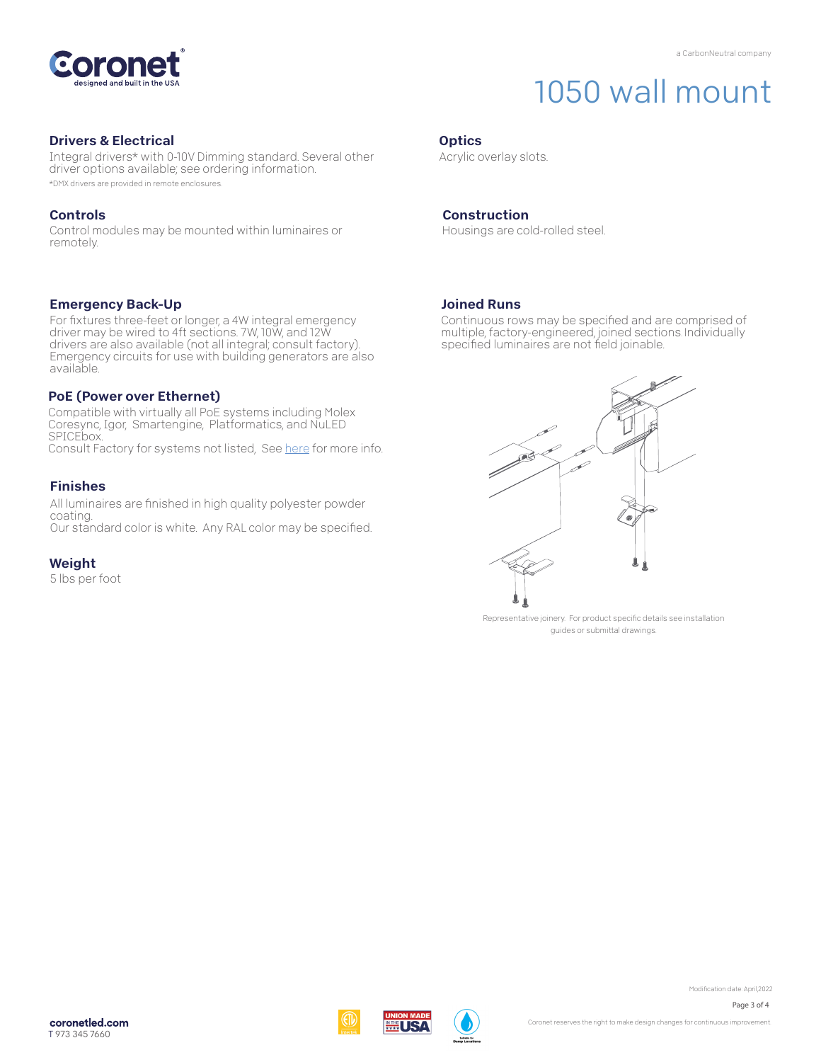# 1050 wall mount

## Drivers & Electrical

Integral drivers* with 0-10V Dimming standard. Several other driver options available; see ordering information.

*DMX drivers are provided in remote enclosures.

## Controls

Control modules may be mounted within luminaires or remotely.

## Emergency Back-Up

For fixtures three-feet or longer, a 4W integral emergency driver may be wired to 4ft sections. 7W, 10W, and 12W drivers are also available (not all integral; consult factory). Emergency circuits for use with building generators are also available.

## PoE (Power over Ethernet)

Compatible with virtually all PoE systems including Molex Coresync, Igor, Smartengine, Platformatics, and NuLED SPICEbox.
Consult Factory for systems not listed, See here for more info.

## Finishes

All luminaires are finished in high quality polyester powder coating.
Our standard color is white. Any RAL color may be specified.

## Weight

5 lbs per foot

## Optics

Acrylic overlay slots.

## Construction

Housings are cold-rolled steel.

## Joined Runs

Continuous rows may be specified and are comprised of multiple, factory-engineered, joined sections Individually specified luminaires are not field joinable.

Representative joinery. For product specific details see installation guides or submittal drawings.

Modification date: April,2022

coronetled.com
T 973 345 7660

Coronet reserves the right to make design changes for continuous improvement.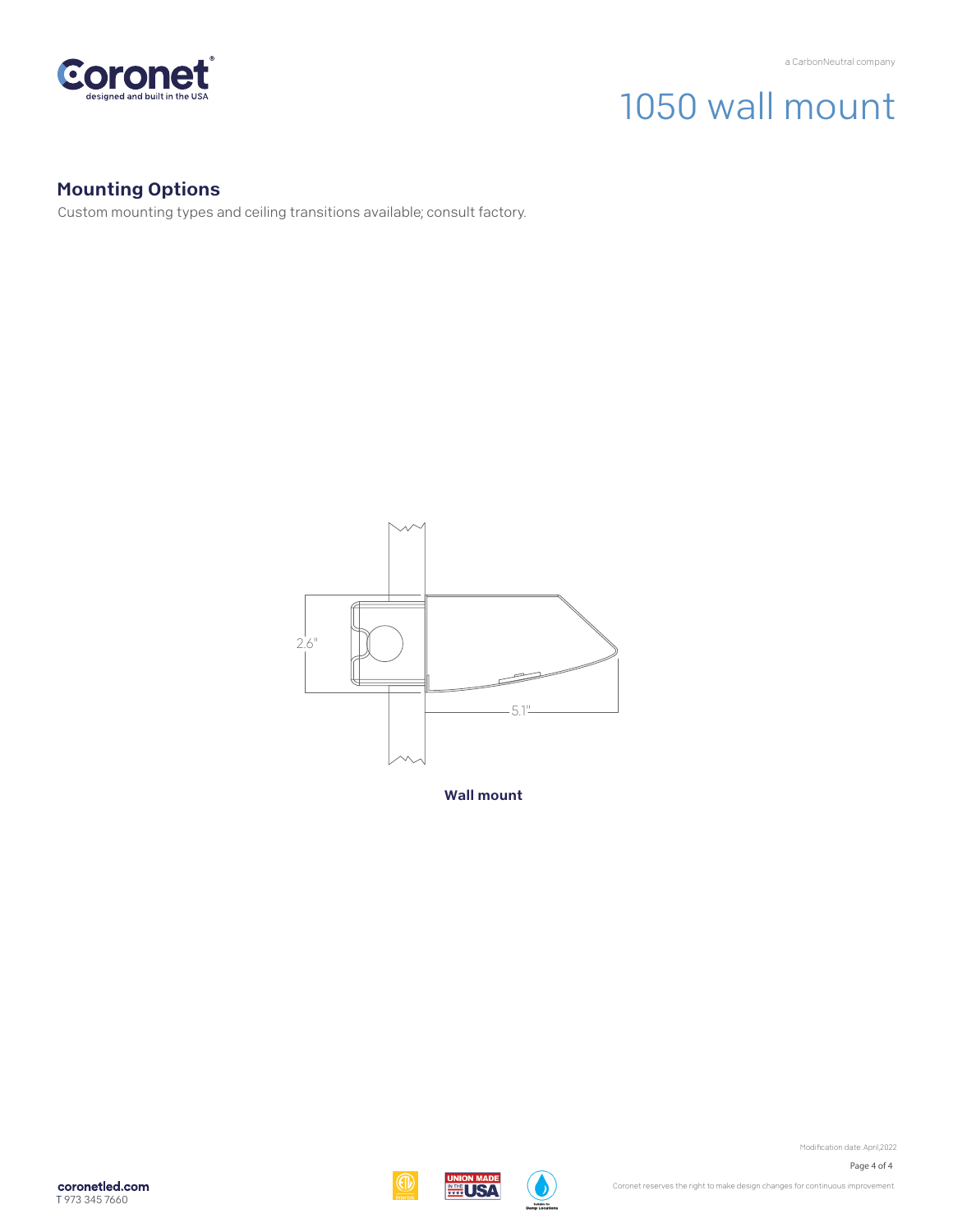# 1050 wall mount

## Mounting Options

Custom mounting types and ceiling transitions available; consult factory.

2.6"

5.1"

**Wall mount**

Modification date: April,2022

Coronet reserves the right to make design changes for continuous improvement.

**coronetled.com**
T 973 345 7660